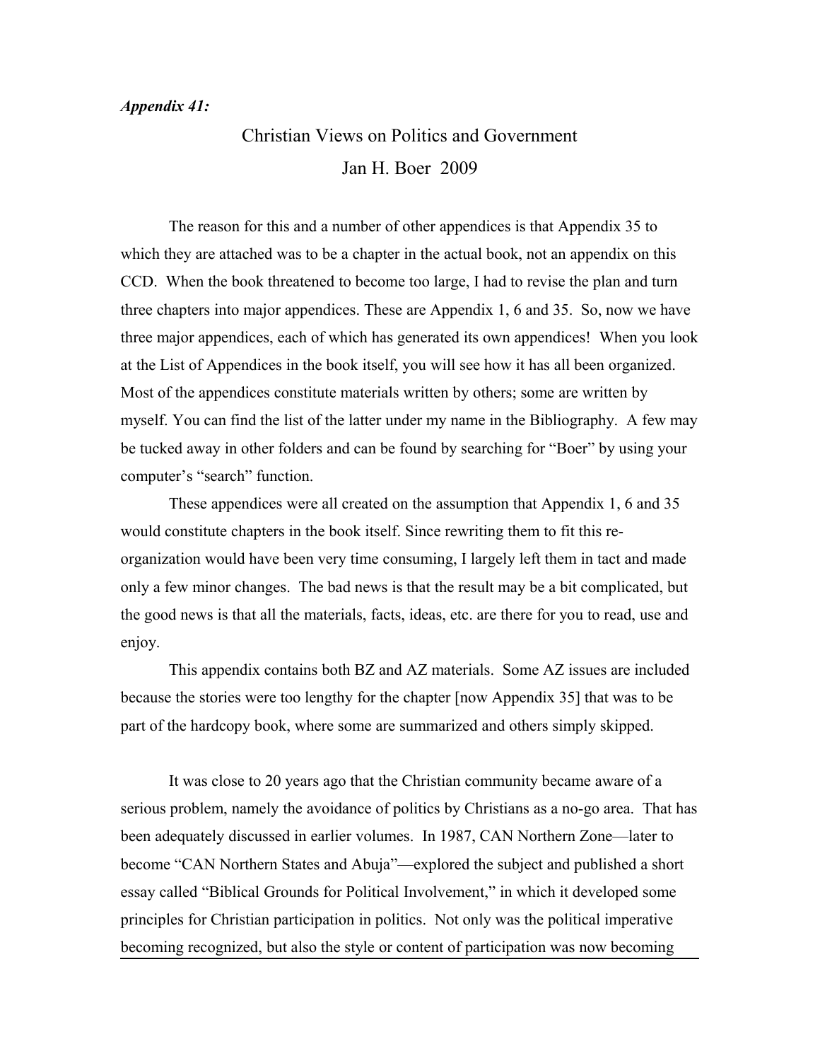***Appendix 41:***

# Christian Views on Politics and Government

Jan H. Boer 2009

The reason for this and a number of other appendices is that Appendix 35 to which they are attached was to be a chapter in the actual book, not an appendix on this CCD. When the book threatened to become too large, I had to revise the plan and turn three chapters into major appendices. These are Appendix 1, 6 and 35. So, now we have three major appendices, each of which has generated its own appendices! When you look at the List of Appendices in the book itself, you will see how it has all been organized. Most of the appendices constitute materials written by others; some are written by myself. You can find the list of the latter under my name in the Bibliography. A few may be tucked away in other folders and can be found by searching for "Boer" by using your computer's "search" function.

These appendices were all created on the assumption that Appendix 1, 6 and 35 would constitute chapters in the book itself. Since rewriting them to fit this re-organization would have been very time consuming, I largely left them in tact and made only a few minor changes. The bad news is that the result may be a bit complicated, but the good news is that all the materials, facts, ideas, etc. are there for you to read, use and enjoy.

This appendix contains both BZ and AZ materials. Some AZ issues are included because the stories were too lengthy for the chapter [now Appendix 35] that was to be part of the hardcopy book, where some are summarized and others simply skipped.

It was close to 20 years ago that the Christian community became aware of a serious problem, namely the avoidance of politics by Christians as a no-go area. That has been adequately discussed in earlier volumes. In 1987, CAN Northern Zone—later to become "CAN Northern States and Abuja"—explored the subject and published a short essay called "Biblical Grounds for Political Involvement," in which it developed some principles for Christian participation in politics. Not only was the political imperative becoming recognized, but also the style or content of participation was now becoming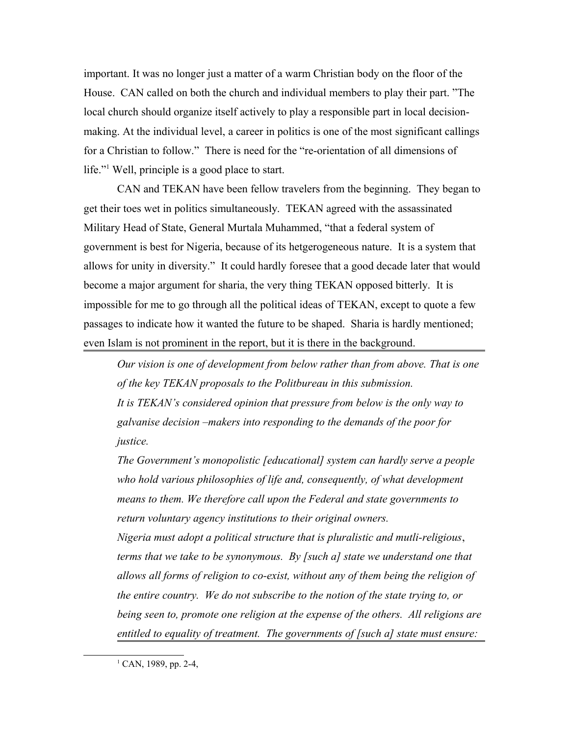important. It was no longer just a matter of a warm Christian body on the floor of the House. CAN called on both the church and individual members to play their part. "The local church should organize itself actively to play a responsible part in local decision-making. At the individual level, a career in politics is one of the most significant callings for a Christian to follow." There is need for the "re-orientation of all dimensions of life."[1] Well, principle is a good place to start.

CAN and TEKAN have been fellow travelers from the beginning. They began to get their toes wet in politics simultaneously. TEKAN agreed with the assassinated Military Head of State, General Murtala Muhammed, "that a federal system of government is best for Nigeria, because of its hetgerogeneous nature. It is a system that allows for unity in diversity." It could hardly foresee that a good decade later that would become a major argument for sharia, the very thing TEKAN opposed bitterly. It is impossible for me to go through all the political ideas of TEKAN, except to quote a few passages to indicate how it wanted the future to be shaped. Sharia is hardly mentioned; even Islam is not prominent in the report, but it is there in the background.

> *Our vision is one of development from below rather than from above. That is one of the key TEKAN proposals to the Politbureau in this submission.*
>
> *It is TEKAN's considered opinion that pressure from below is the only way to galvanise decision –makers into responding to the demands of the poor for justice.*
>
> *The Government's monopolistic [educational] system can hardly serve a people who hold various philosophies of life and, consequently, of what development means to them. We therefore call upon the Federal and state governments to return voluntary agency institutions to their original owners.*
>
> *Nigeria must adopt a political structure that is pluralistic and mutli-religious*, *terms that we take to be synonymous. By [such a] state we understand one that allows all forms of religion to co-exist, without any of them being the religion of the entire country. We do not subscribe to the notion of the state trying to, or being seen to, promote one religion at the expense of the others. All religions are entitled to equality of treatment. The governments of [such a] state must ensure:*

[1] CAN, 1989, pp. 2-4,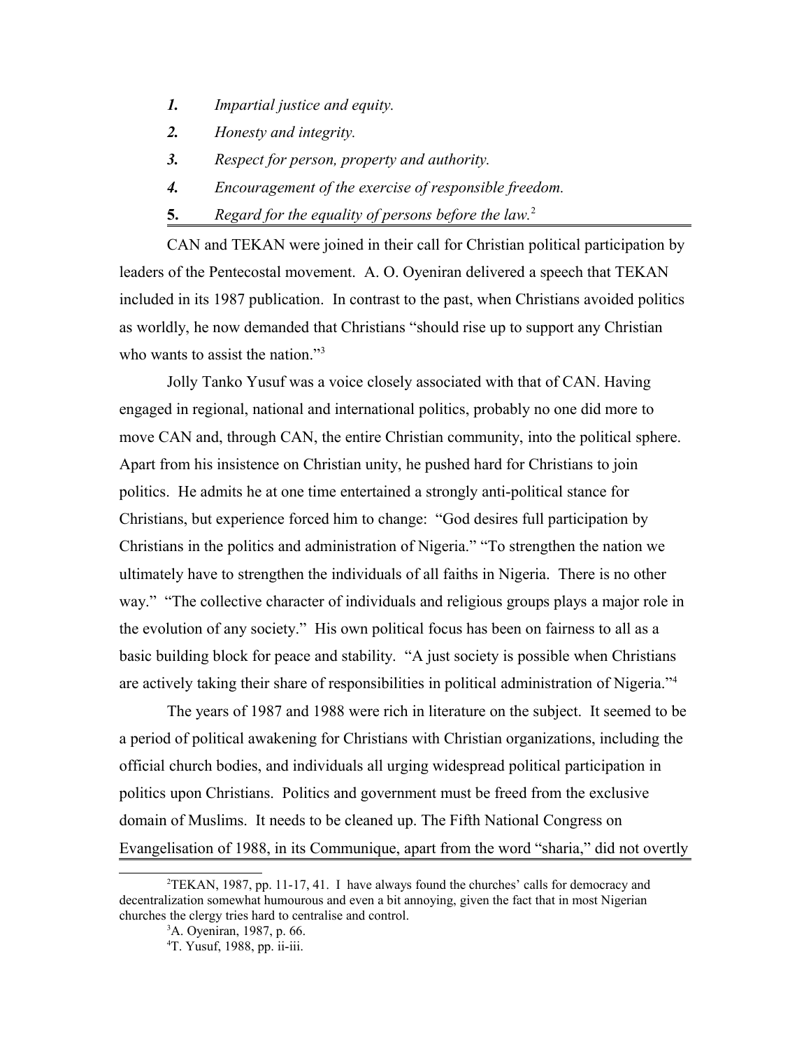1. *Impartial justice and equity.*
2. *Honesty and integrity.*
3. *Respect for person, property and authority.*
4. *Encouragement of the exercise of responsible freedom.*
5. *Regard for the equality of persons before the law.*[2]

CAN and TEKAN were joined in their call for Christian political participation by leaders of the Pentecostal movement. A. O. Oyeniran delivered a speech that TEKAN included in its 1987 publication. In contrast to the past, when Christians avoided politics as worldly, he now demanded that Christians "should rise up to support any Christian who wants to assist the nation."[3]

Jolly Tanko Yusuf was a voice closely associated with that of CAN. Having engaged in regional, national and international politics, probably no one did more to move CAN and, through CAN, the entire Christian community, into the political sphere. Apart from his insistence on Christian unity, he pushed hard for Christians to join politics. He admits he at one time entertained a strongly anti-political stance for Christians, but experience forced him to change: "God desires full participation by Christians in the politics and administration of Nigeria." "To strengthen the nation we ultimately have to strengthen the individuals of all faiths in Nigeria. There is no other way." "The collective character of individuals and religious groups plays a major role in the evolution of any society." His own political focus has been on fairness to all as a basic building block for peace and stability. "A just society is possible when Christians are actively taking their share of responsibilities in political administration of Nigeria."[4]

The years of 1987 and 1988 were rich in literature on the subject. It seemed to be a period of political awakening for Christians with Christian organizations, including the official church bodies, and individuals all urging widespread political participation in politics upon Christians. Politics and government must be freed from the exclusive domain of Muslims. It needs to be cleaned up. The Fifth National Congress on Evangelisation of 1988, in its Communique, apart from the word "sharia," did not overtly

---

[2] TEKAN, 1987, pp. 11-17, 41. I have always found the churches' calls for democracy and decentralization somewhat humourous and even a bit annoying, given the fact that in most Nigerian churches the clergy tries hard to centralise and control.

[3] A. Oyeniran, 1987, p. 66.

[4] T. Yusuf, 1988, pp. ii-iii.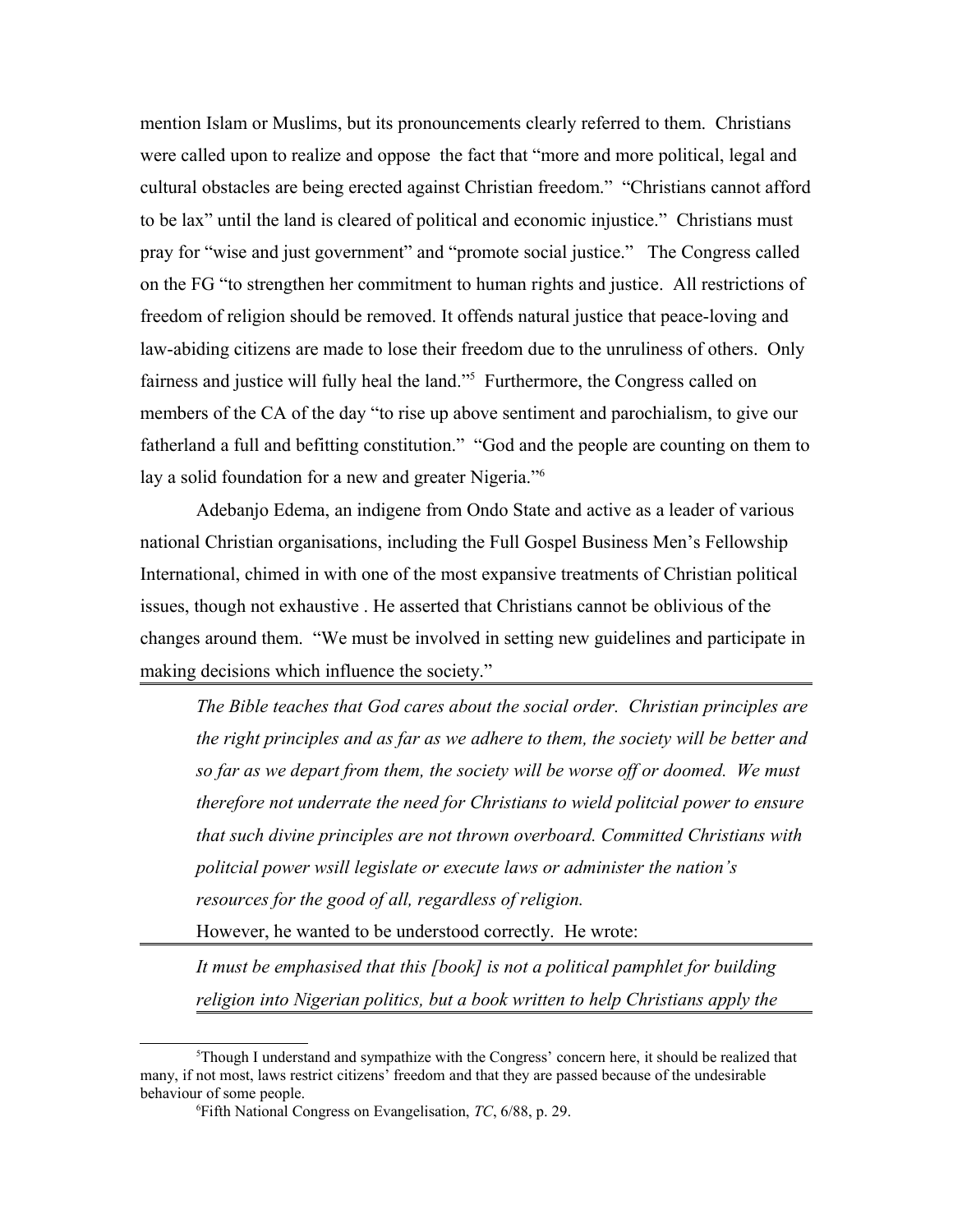mention Islam or Muslims, but its pronouncements clearly referred to them. Christians were called upon to realize and oppose the fact that "more and more political, legal and cultural obstacles are being erected against Christian freedom." "Christians cannot afford to be lax" until the land is cleared of political and economic injustice." Christians must pray for "wise and just government" and "promote social justice." The Congress called on the FG "to strengthen her commitment to human rights and justice. All restrictions of freedom of religion should be removed. It offends natural justice that peace-loving and law-abiding citizens are made to lose their freedom due to the unruliness of others. Only fairness and justice will fully heal the land."[5] Furthermore, the Congress called on members of the CA of the day "to rise up above sentiment and parochialism, to give our fatherland a full and befitting constitution." "God and the people are counting on them to lay a solid foundation for a new and greater Nigeria."[6]

Adebanjo Edema, an indigene from Ondo State and active as a leader of various national Christian organisations, including the Full Gospel Business Men's Fellowship International, chimed in with one of the most expansive treatments of Christian political issues, though not exhaustive . He asserted that Christians cannot be oblivious of the changes around them. "We must be involved in setting new guidelines and participate in making decisions which influence the society."

> *The Bible teaches that God cares about the social order. Christian principles are the right principles and as far as we adhere to them, the society will be better and so far as we depart from them, the society will be worse off or doomed. We must therefore not underrate the need for Christians to wield politcial power to ensure that such divine principles are not thrown overboard. Committed Christians with politcial power wsill legislate or execute laws or administer the nation's resources for the good of all, regardless of religion.*

However, he wanted to be understood correctly. He wrote:

> *It must be emphasised that this [book] is not a political pamphlet for building religion into Nigerian politics, but a book written to help Christians apply the*

---

[5] Though I understand and sympathize with the Congress' concern here, it should be realized that many, if not most, laws restrict citizens' freedom and that they are passed because of the undesirable behaviour of some people.

[6] Fifth National Congress on Evangelisation, *TC*, 6/88, p. 29.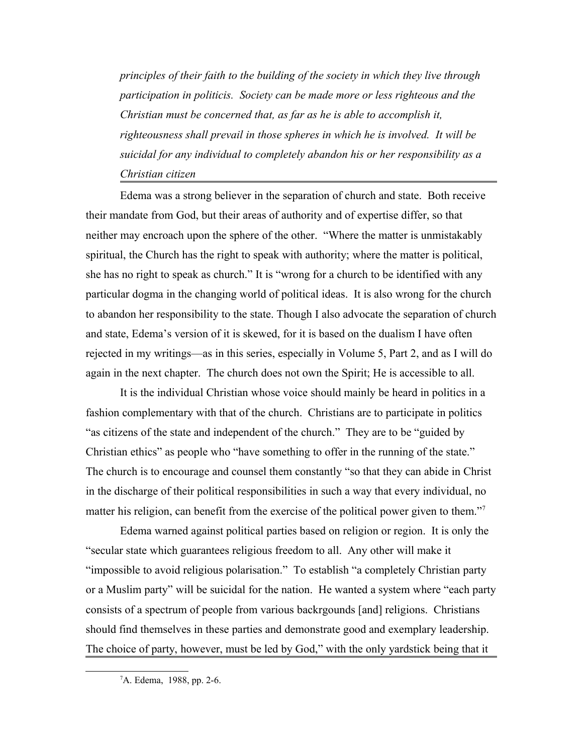*principles of their faith to the building of the society in which they live through participation in politicis. Society can be made more or less righteous and the Christian must be concerned that, as far as he is able to accomplish it, righteousness shall prevail in those spheres in which he is involved. It will be suicidal for any individual to completely abandon his or her responsibility as a Christian citizen*

Edema was a strong believer in the separation of church and state. Both receive their mandate from God, but their areas of authority and of expertise differ, so that neither may encroach upon the sphere of the other. "Where the matter is unmistakably spiritual, the Church has the right to speak with authority; where the matter is political, she has no right to speak as church." It is "wrong for a church to be identified with any particular dogma in the changing world of political ideas. It is also wrong for the church to abandon her responsibility to the state. Though I also advocate the separation of church and state, Edema's version of it is skewed, for it is based on the dualism I have often rejected in my writings—as in this series, especially in Volume 5, Part 2, and as I will do again in the next chapter. The church does not own the Spirit; He is accessible to all.

It is the individual Christian whose voice should mainly be heard in politics in a fashion complementary with that of the church. Christians are to participate in politics "as citizens of the state and independent of the church." They are to be "guided by Christian ethics" as people who "have something to offer in the running of the state." The church is to encourage and counsel them constantly "so that they can abide in Christ in the discharge of their political responsibilities in such a way that every individual, no matter his religion, can benefit from the exercise of the political power given to them."[7]

Edema warned against political parties based on religion or region. It is only the "secular state which guarantees religious freedom to all. Any other will make it "impossible to avoid religious polarisation." To establish "a completely Christian party or a Muslim party" will be suicidal for the nation. He wanted a system where "each party consists of a spectrum of people from various backrgounds [and] religions. Christians should find themselves in these parties and demonstrate good and exemplary leadership. The choice of party, however, must be led by God," with the only yardstick being that it

[7]A. Edema, 1988, pp. 2-6.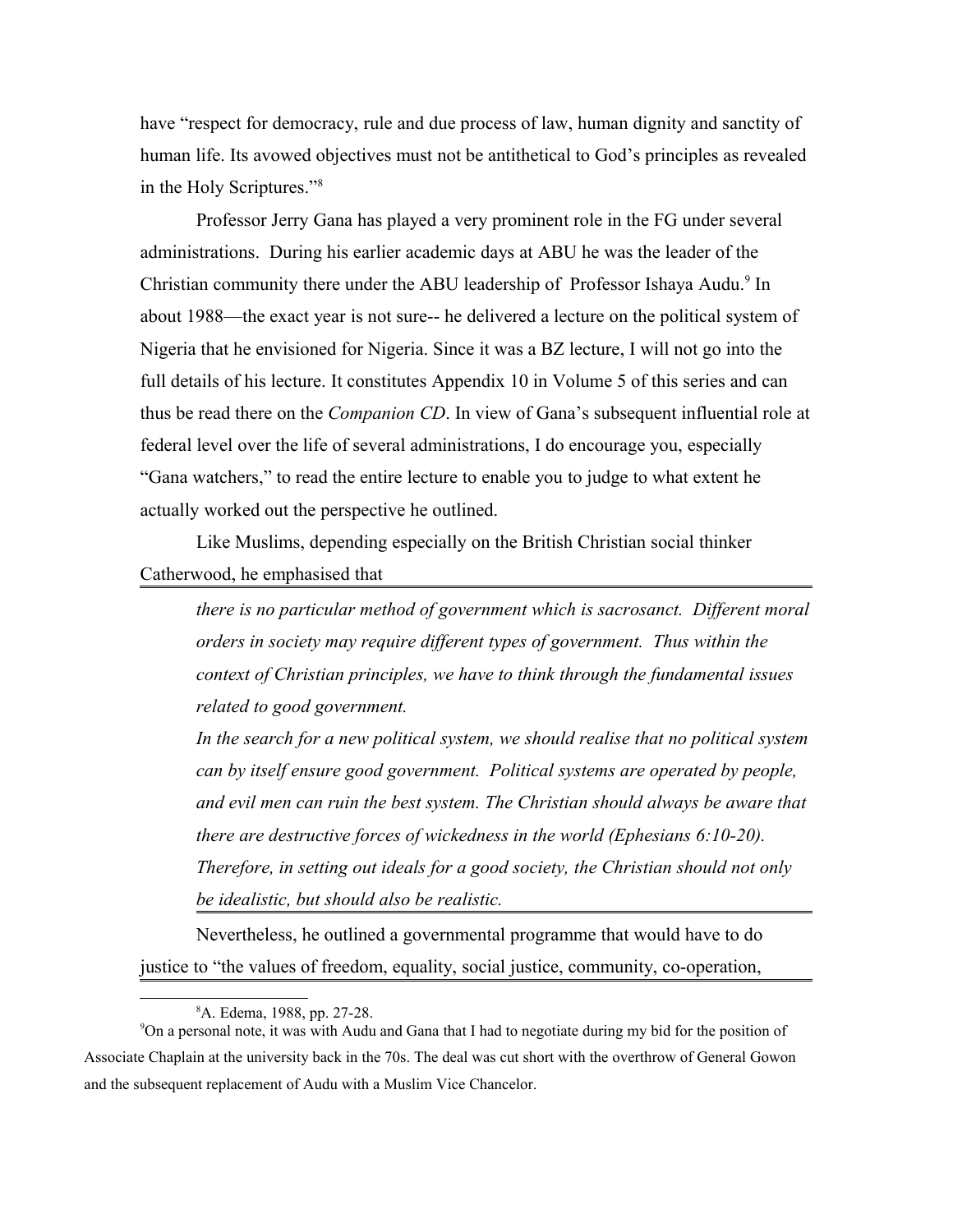have "respect for democracy, rule and due process of law, human dignity and sanctity of human life. Its avowed objectives must not be antithetical to God's principles as revealed in the Holy Scriptures."[8]

Professor Jerry Gana has played a very prominent role in the FG under several administrations. During his earlier academic days at ABU he was the leader of the Christian community there under the ABU leadership of Professor Ishaya Audu.[9] In about 1988—the exact year is not sure-- he delivered a lecture on the political system of Nigeria that he envisioned for Nigeria. Since it was a BZ lecture, I will not go into the full details of his lecture. It constitutes Appendix 10 in Volume 5 of this series and can thus be read there on the *Companion CD*. In view of Gana's subsequent influential role at federal level over the life of several administrations, I do encourage you, especially "Gana watchers," to read the entire lecture to enable you to judge to what extent he actually worked out the perspective he outlined.

Like Muslims, depending especially on the British Christian social thinker Catherwood, he emphasised that

> *there is no particular method of government which is sacrosanct. Different moral orders in society may require different types of government. Thus within the context of Christian principles, we have to think through the fundamental issues related to good government.*
>
> *In the search for a new political system, we should realise that no political system can by itself ensure good government. Political systems are operated by people, and evil men can ruin the best system. The Christian should always be aware that there are destructive forces of wickedness in the world (Ephesians 6:10-20). Therefore, in setting out ideals for a good society, the Christian should not only be idealistic, but should also be realistic.*

Nevertheless, he outlined a governmental programme that would have to do justice to "the values of freedom, equality, social justice, community, co-operation,

---

[8] A. Edema, 1988, pp. 27-28.

[9] On a personal note, it was with Audu and Gana that I had to negotiate during my bid for the position of Associate Chaplain at the university back in the 70s. The deal was cut short with the overthrow of General Gowon and the subsequent replacement of Audu with a Muslim Vice Chancelor.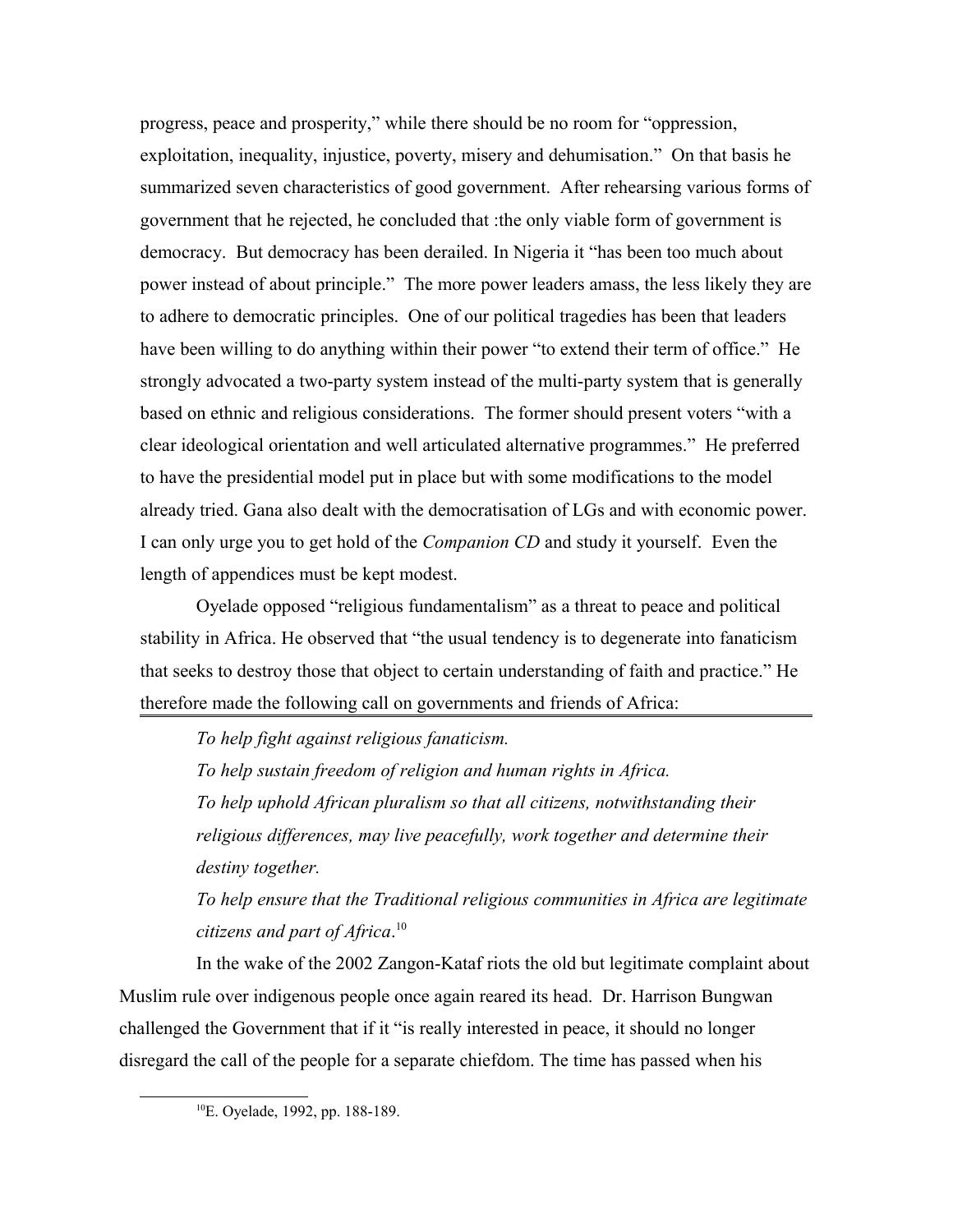progress, peace and prosperity," while there should be no room for "oppression, exploitation, inequality, injustice, poverty, misery and dehumisation." On that basis he summarized seven characteristics of good government. After rehearsing various forms of government that he rejected, he concluded that :the only viable form of government is democracy. But democracy has been derailed. In Nigeria it "has been too much about power instead of about principle." The more power leaders amass, the less likely they are to adhere to democratic principles. One of our political tragedies has been that leaders have been willing to do anything within their power "to extend their term of office." He strongly advocated a two-party system instead of the multi-party system that is generally based on ethnic and religious considerations. The former should present voters "with a clear ideological orientation and well articulated alternative programmes." He preferred to have the presidential model put in place but with some modifications to the model already tried. Gana also dealt with the democratisation of LGs and with economic power. I can only urge you to get hold of the *Companion CD* and study it yourself. Even the length of appendices must be kept modest.

Oyelade opposed "religious fundamentalism" as a threat to peace and political stability in Africa. He observed that "the usual tendency is to degenerate into fanaticism that seeks to destroy those that object to certain understanding of faith and practice." He therefore made the following call on governments and friends of Africa:

> *To help fight against religious fanaticism.*
>
> *To help sustain freedom of religion and human rights in Africa.*
>
> *To help uphold African pluralism so that all citizens, notwithstanding their religious differences, may live peacefully, work together and determine their destiny together.*
>
> *To help ensure that the Traditional religious communities in Africa are legitimate citizens and part of Africa*.[10]

In the wake of the 2002 Zangon-Kataf riots the old but legitimate complaint about Muslim rule over indigenous people once again reared its head. Dr. Harrison Bungwan challenged the Government that if it "is really interested in peace, it should no longer disregard the call of the people for a separate chiefdom. The time has passed when his

[10] E. Oyelade, 1992, pp. 188-189.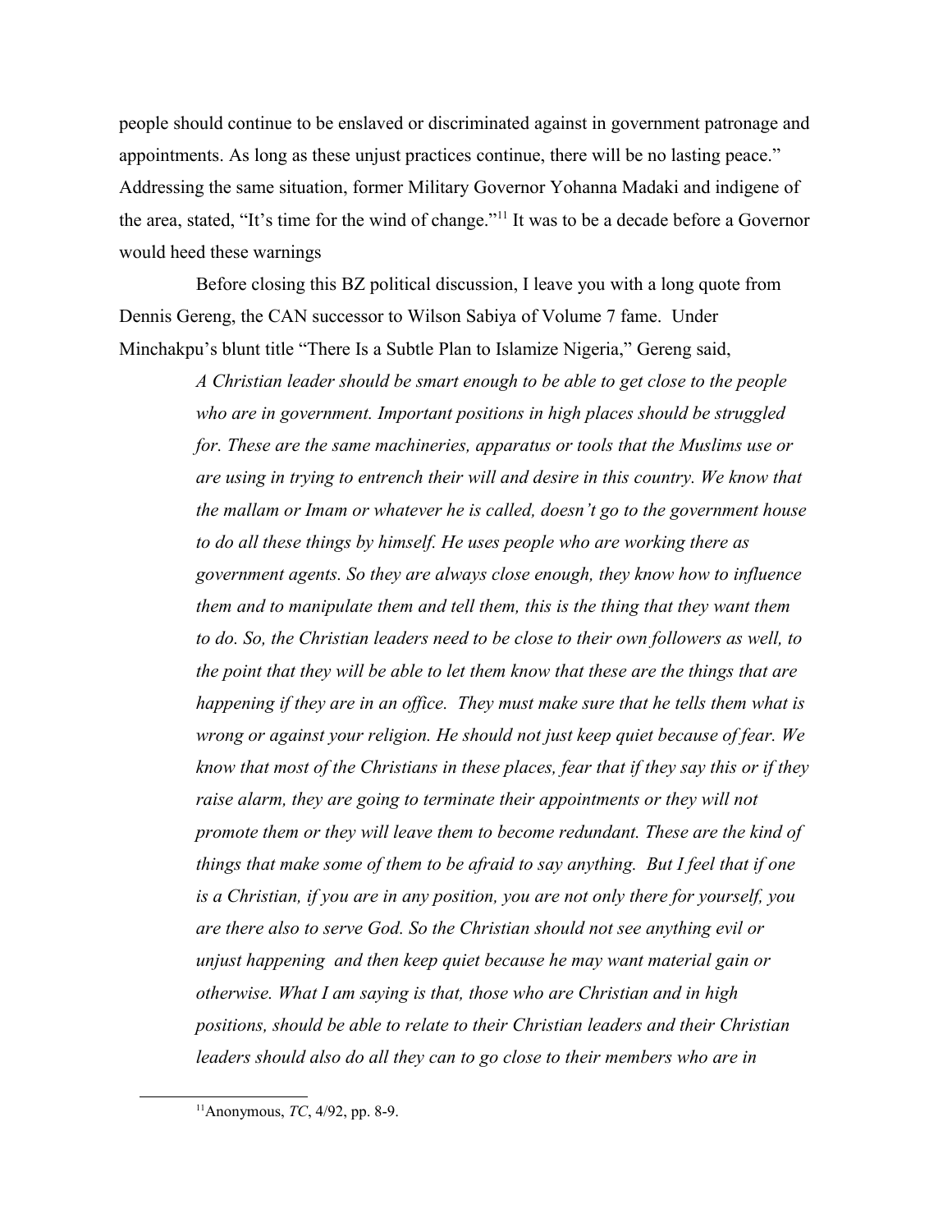people should continue to be enslaved or discriminated against in government patronage and appointments. As long as these unjust practices continue, there will be no lasting peace." Addressing the same situation, former Military Governor Yohanna Madaki and indigene of the area, stated, "It's time for the wind of change."[11] It was to be a decade before a Governor would heed these warnings

Before closing this BZ political discussion, I leave you with a long quote from Dennis Gereng, the CAN successor to Wilson Sabiya of Volume 7 fame. Under Minchakpu's blunt title "There Is a Subtle Plan to Islamize Nigeria," Gereng said,

> *A Christian leader should be smart enough to be able to get close to the people who are in government. Important positions in high places should be struggled for. These are the same machineries, apparatus or tools that the Muslims use or are using in trying to entrench their will and desire in this country. We know that the mallam or Imam or whatever he is called, doesn't go to the government house to do all these things by himself. He uses people who are working there as government agents. So they are always close enough, they know how to influence them and to manipulate them and tell them, this is the thing that they want them to do. So, the Christian leaders need to be close to their own followers as well, to the point that they will be able to let them know that these are the things that are happening if they are in an office. They must make sure that he tells them what is wrong or against your religion. He should not just keep quiet because of fear. We know that most of the Christians in these places, fear that if they say this or if they raise alarm, they are going to terminate their appointments or they will not promote them or they will leave them to become redundant. These are the kind of things that make some of them to be afraid to say anything. But I feel that if one is a Christian, if you are in any position, you are not only there for yourself, you are there also to serve God. So the Christian should not see anything evil or unjust happening and then keep quiet because he may want material gain or otherwise. What I am saying is that, those who are Christian and in high positions, should be able to relate to their Christian leaders and their Christian leaders should also do all they can to go close to their members who are in*

[11] Anonymous, *TC*, 4/92, pp. 8-9.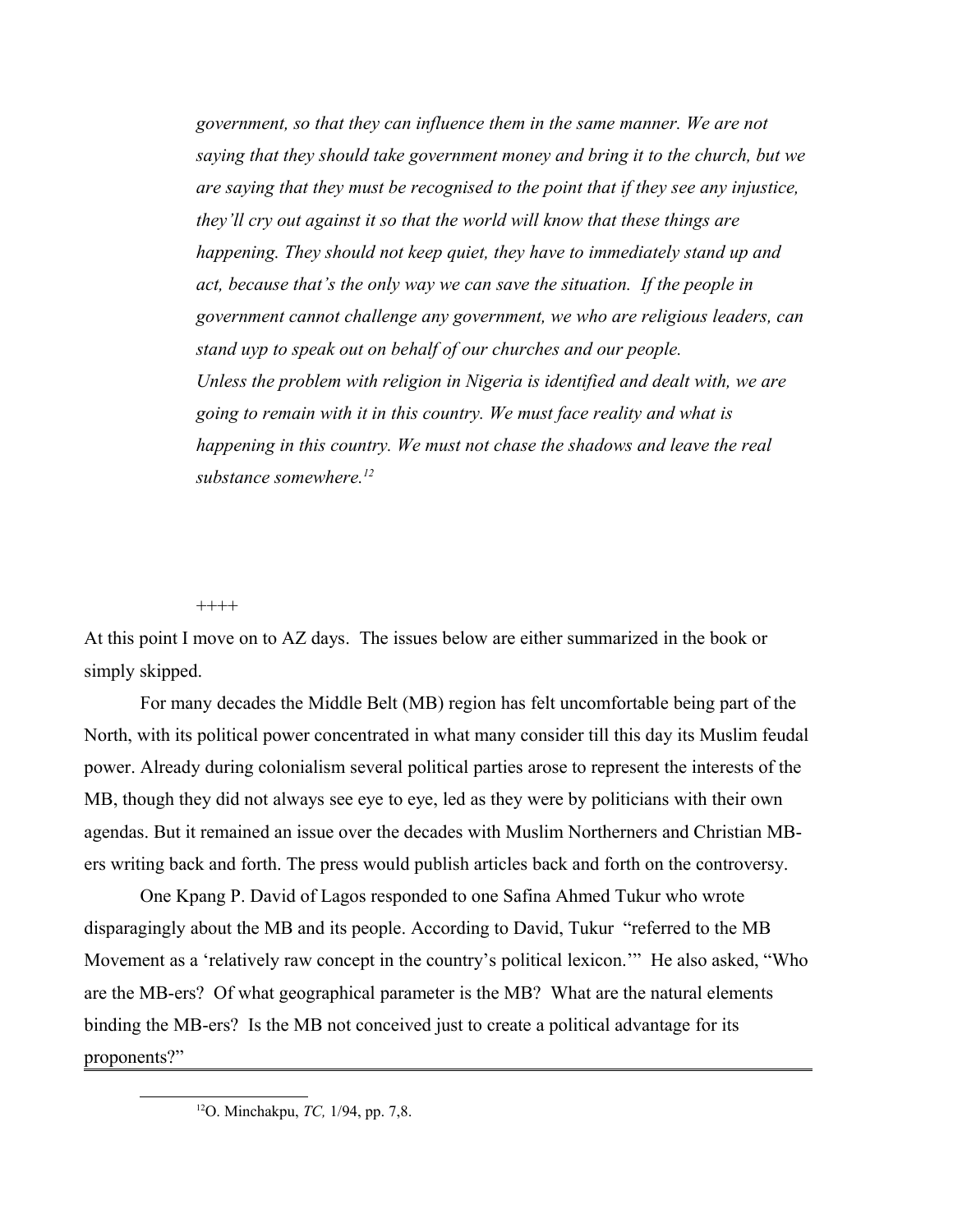*government, so that they can influence them in the same manner. We are not saying that they should take government money and bring it to the church, but we are saying that they must be recognised to the point that if they see any injustice, they'll cry out against it so that the world will know that these things are happening. They should not keep quiet, they have to immediately stand up and act, because that's the only way we can save the situation. If the people in government cannot challenge any government, we who are religious leaders, can stand uyp to speak out on behalf of our churches and our people.*
*Unless the problem with religion in Nigeria is identified and dealt with, we are going to remain with it in this country. We must face reality and what is happening in this country. We must not chase the shadows and leave the real substance somewhere.*[12]

++++

At this point I move on to AZ days. The issues below are either summarized in the book or simply skipped.

For many decades the Middle Belt (MB) region has felt uncomfortable being part of the North, with its political power concentrated in what many consider till this day its Muslim feudal power. Already during colonialism several political parties arose to represent the interests of the MB, though they did not always see eye to eye, led as they were by politicians with their own agendas. But it remained an issue over the decades with Muslim Northerners and Christian MB-ers writing back and forth. The press would publish articles back and forth on the controversy.

One Kpang P. David of Lagos responded to one Safina Ahmed Tukur who wrote disparagingly about the MB and its people. According to David, Tukur "referred to the MB Movement as a 'relatively raw concept in the country's political lexicon.'" He also asked, "Who are the MB-ers? Of what geographical parameter is the MB? What are the natural elements binding the MB-ers? Is the MB not conceived just to create a political advantage for its proponents?"

[12] O. Minchakpu, *TC,* 1/94, pp. 7,8.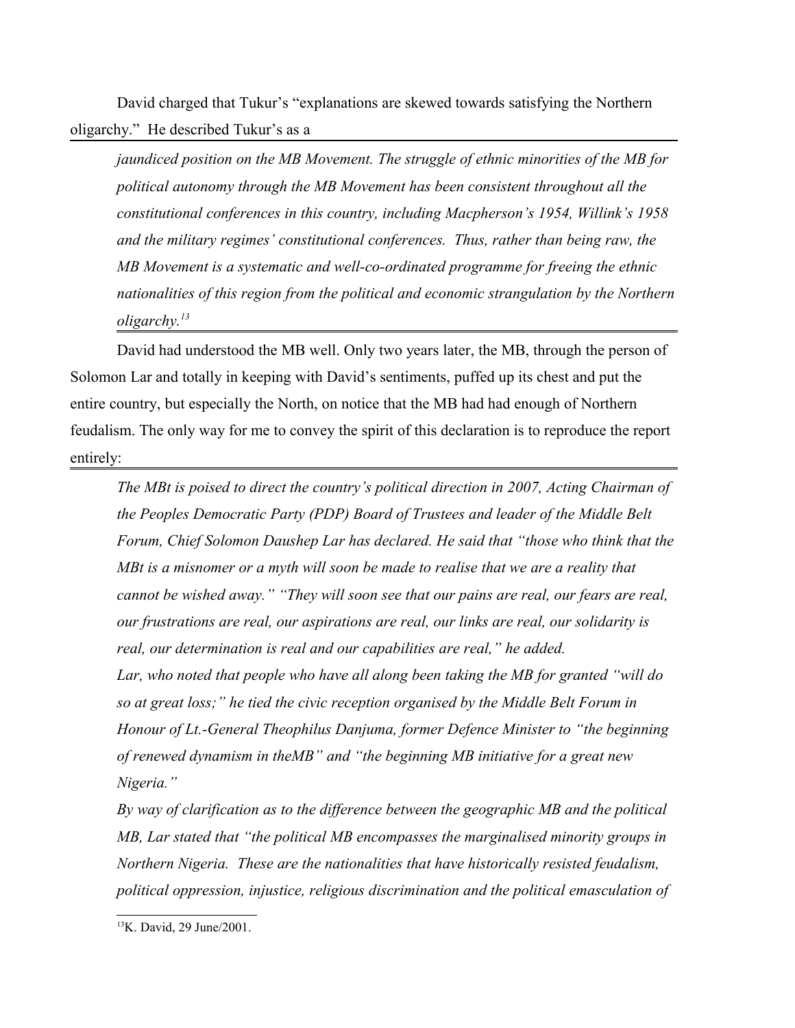David charged that Tukur's "explanations are skewed towards satisfying the Northern oligarchy." He described Tukur's as a

> *jaundiced position on the MB Movement. The struggle of ethnic minorities of the MB for political autonomy through the MB Movement has been consistent throughout all the constitutional conferences in this country, including Macpherson's 1954, Willink's 1958 and the military regimes' constitutional conferences. Thus, rather than being raw, the MB Movement is a systematic and well-co-ordinated programme for freeing the ethnic nationalities of this region from the political and economic strangulation by the Northern oligarchy.*[13]

David had understood the MB well. Only two years later, the MB, through the person of Solomon Lar and totally in keeping with David's sentiments, puffed up its chest and put the entire country, but especially the North, on notice that the MB had had enough of Northern feudalism. The only way for me to convey the spirit of this declaration is to reproduce the report entirely:

> *The MBt is poised to direct the country's political direction in 2007, Acting Chairman of the Peoples Democratic Party (PDP) Board of Trustees and leader of the Middle Belt Forum, Chief Solomon Daushep Lar has declared. He said that "those who think that the MBt is a misnomer or a myth will soon be made to realise that we are a reality that cannot be wished away." "They will soon see that our pains are real, our fears are real, our frustrations are real, our aspirations are real, our links are real, our solidarity is real, our determination is real and our capabilities are real," he added.*
>
> *Lar, who noted that people who have all along been taking the MB for granted "will do so at great loss;" he tied the civic reception organised by the Middle Belt Forum in Honour of Lt.-General Theophilus Danjuma, former Defence Minister to "the beginning of renewed dynamism in theMB" and "the beginning MB initiative for a great new Nigeria."*
>
> *By way of clarification as to the difference between the geographic MB and the political MB, Lar stated that "the political MB encompasses the marginalised minority groups in Northern Nigeria. These are the nationalities that have historically resisted feudalism, political oppression, injustice, religious discrimination and the political emasculation of*

[13] K. David, 29 June/2001.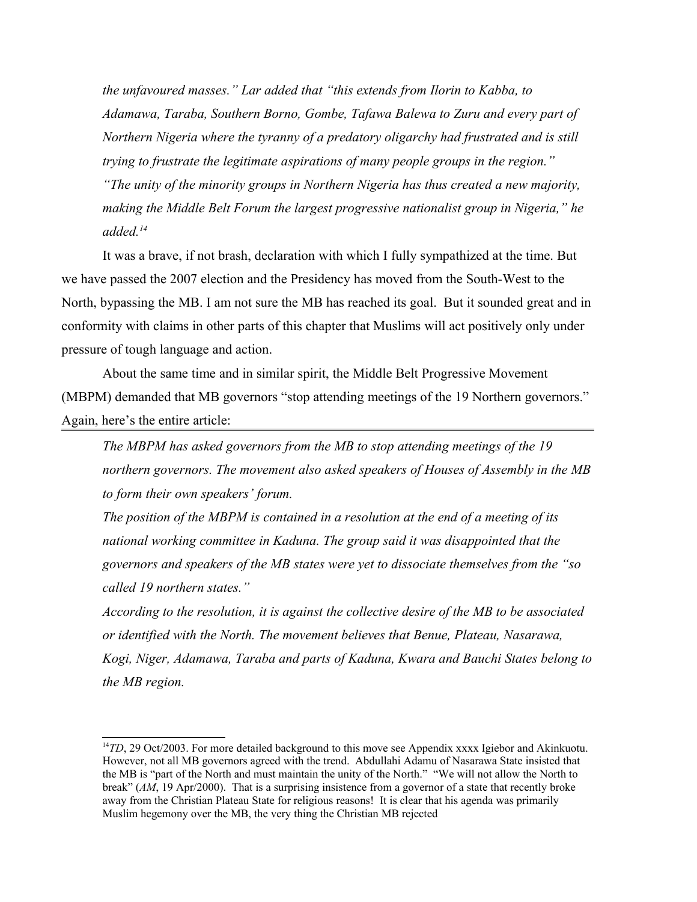*the unfavoured masses." Lar added that "this extends from Ilorin to Kabba, to Adamawa, Taraba, Southern Borno, Gombe, Tafawa Balewa to Zuru and every part of Northern Nigeria where the tyranny of a predatory oligarchy had frustrated and is still trying to frustrate the legitimate aspirations of many people groups in the region." "The unity of the minority groups in Northern Nigeria has thus created a new majority, making the Middle Belt Forum the largest progressive nationalist group in Nigeria," he added.*[14]

It was a brave, if not brash, declaration with which I fully sympathized at the time. But we have passed the 2007 election and the Presidency has moved from the South-West to the North, bypassing the MB. I am not sure the MB has reached its goal. But it sounded great and in conformity with claims in other parts of this chapter that Muslims will act positively only under pressure of tough language and action.

About the same time and in similar spirit, the Middle Belt Progressive Movement (MBPM) demanded that MB governors "stop attending meetings of the 19 Northern governors." Again, here's the entire article:

---

*The MBPM has asked governors from the MB to stop attending meetings of the 19 northern governors. The movement also asked speakers of Houses of Assembly in the MB to form their own speakers' forum.*

*The position of the MBPM is contained in a resolution at the end of a meeting of its national working committee in Kaduna. The group said it was disappointed that the governors and speakers of the MB states were yet to dissociate themselves from the "so called 19 northern states."*

*According to the resolution, it is against the collective desire of the MB to be associated or identified with the North. The movement believes that Benue, Plateau, Nasarawa, Kogi, Niger, Adamawa, Taraba and parts of Kaduna, Kwara and Bauchi States belong to the MB region.*

---

[14]*TD*, 29 Oct/2003. For more detailed background to this move see Appendix xxxx Igiebor and Akinkuotu. However, not all MB governors agreed with the trend. Abdullahi Adamu of Nasarawa State insisted that the MB is "part of the North and must maintain the unity of the North." "We will not allow the North to break" (*AM*, 19 Apr/2000). That is a surprising insistence from a governor of a state that recently broke away from the Christian Plateau State for religious reasons! It is clear that his agenda was primarily Muslim hegemony over the MB, the very thing the Christian MB rejected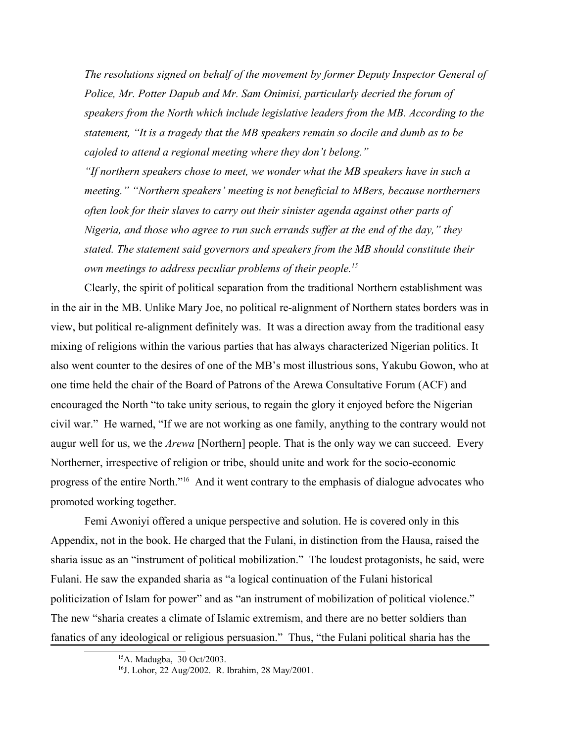*The resolutions signed on behalf of the movement by former Deputy Inspector General of Police, Mr. Potter Dapub and Mr. Sam Onimisi, particularly decried the forum of speakers from the North which include legislative leaders from the MB. According to the statement, "It is a tragedy that the MB speakers remain so docile and dumb as to be cajoled to attend a regional meeting where they don't belong."*

*"If northern speakers chose to meet, we wonder what the MB speakers have in such a meeting." "Northern speakers' meeting is not beneficial to MBers, because northerners often look for their slaves to carry out their sinister agenda against other parts of Nigeria, and those who agree to run such errands suffer at the end of the day," they stated. The statement said governors and speakers from the MB should constitute their own meetings to address peculiar problems of their people.*[15]

Clearly, the spirit of political separation from the traditional Northern establishment was in the air in the MB. Unlike Mary Joe, no political re-alignment of Northern states borders was in view, but political re-alignment definitely was. It was a direction away from the traditional easy mixing of religions within the various parties that has always characterized Nigerian politics. It also went counter to the desires of one of the MB's most illustrious sons, Yakubu Gowon, who at one time held the chair of the Board of Patrons of the Arewa Consultative Forum (ACF) and encouraged the North "to take unity serious, to regain the glory it enjoyed before the Nigerian civil war." He warned, "If we are not working as one family, anything to the contrary would not augur well for us, we the *Arewa* [Northern] people. That is the only way we can succeed. Every Northerner, irrespective of religion or tribe, should unite and work for the socio-economic progress of the entire North."[16] And it went contrary to the emphasis of dialogue advocates who promoted working together.

Femi Awoniyi offered a unique perspective and solution. He is covered only in this Appendix, not in the book. He charged that the Fulani, in distinction from the Hausa, raised the sharia issue as an "instrument of political mobilization." The loudest protagonists, he said, were Fulani. He saw the expanded sharia as "a logical continuation of the Fulani historical politicization of Islam for power" and as "an instrument of mobilization of political violence." The new "sharia creates a climate of Islamic extremism, and there are no better soldiers than fanatics of any ideological or religious persuasion." Thus, "the Fulani political sharia has the

---

[15] A. Madugba, 30 Oct/2003.

[16] J. Lohor, 22 Aug/2002. R. Ibrahim, 28 May/2001.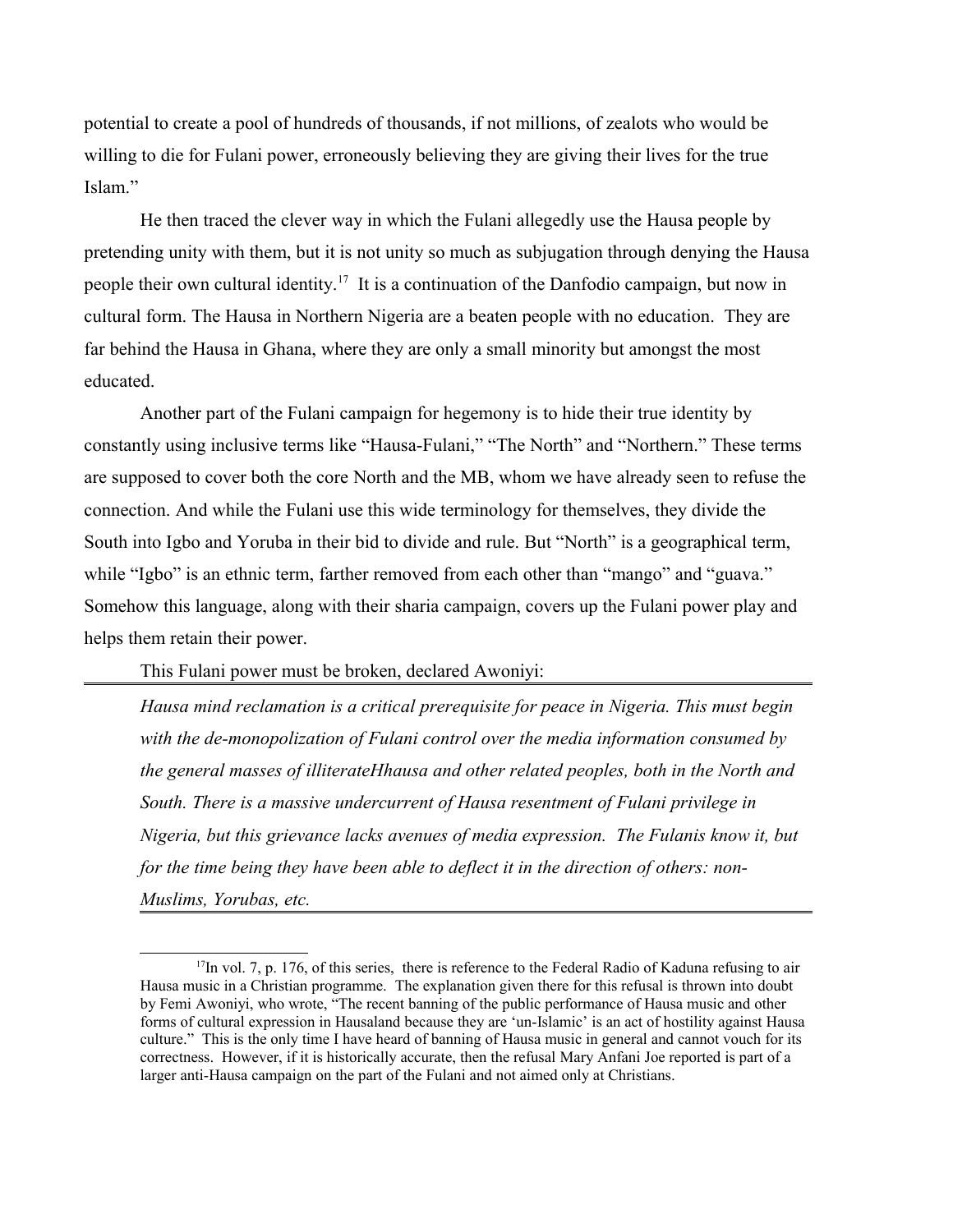potential to create a pool of hundreds of thousands, if not millions, of zealots who would be willing to die for Fulani power, erroneously believing they are giving their lives for the true Islam."

He then traced the clever way in which the Fulani allegedly use the Hausa people by pretending unity with them, but it is not unity so much as subjugation through denying the Hausa people their own cultural identity.[17] It is a continuation of the Danfodio campaign, but now in cultural form. The Hausa in Northern Nigeria are a beaten people with no education. They are far behind the Hausa in Ghana, where they are only a small minority but amongst the most educated.

Another part of the Fulani campaign for hegemony is to hide their true identity by constantly using inclusive terms like "Hausa-Fulani," "The North" and "Northern." These terms are supposed to cover both the core North and the MB, whom we have already seen to refuse the connection. And while the Fulani use this wide terminology for themselves, they divide the South into Igbo and Yoruba in their bid to divide and rule. But "North" is a geographical term, while "Igbo" is an ethnic term, farther removed from each other than "mango" and "guava." Somehow this language, along with their sharia campaign, covers up the Fulani power play and helps them retain their power.

This Fulani power must be broken, declared Awoniyi:

> *Hausa mind reclamation is a critical prerequisite for peace in Nigeria. This must begin with the de-monopolization of Fulani control over the media information consumed by the general masses of illiterateHhausa and other related peoples, both in the North and South. There is a massive undercurrent of Hausa resentment of Fulani privilege in Nigeria, but this grievance lacks avenues of media expression. The Fulanis know it, but for the time being they have been able to deflect it in the direction of others: non-Muslims, Yorubas, etc.*

---

[17] In vol. 7, p. 176, of this series, there is reference to the Federal Radio of Kaduna refusing to air Hausa music in a Christian programme. The explanation given there for this refusal is thrown into doubt by Femi Awoniyi, who wrote, "The recent banning of the public performance of Hausa music and other forms of cultural expression in Hausaland because they are 'un-Islamic' is an act of hostility against Hausa culture." This is the only time I have heard of banning of Hausa music in general and cannot vouch for its correctness. However, if it is historically accurate, then the refusal Mary Anfani Joe reported is part of a larger anti-Hausa campaign on the part of the Fulani and not aimed only at Christians.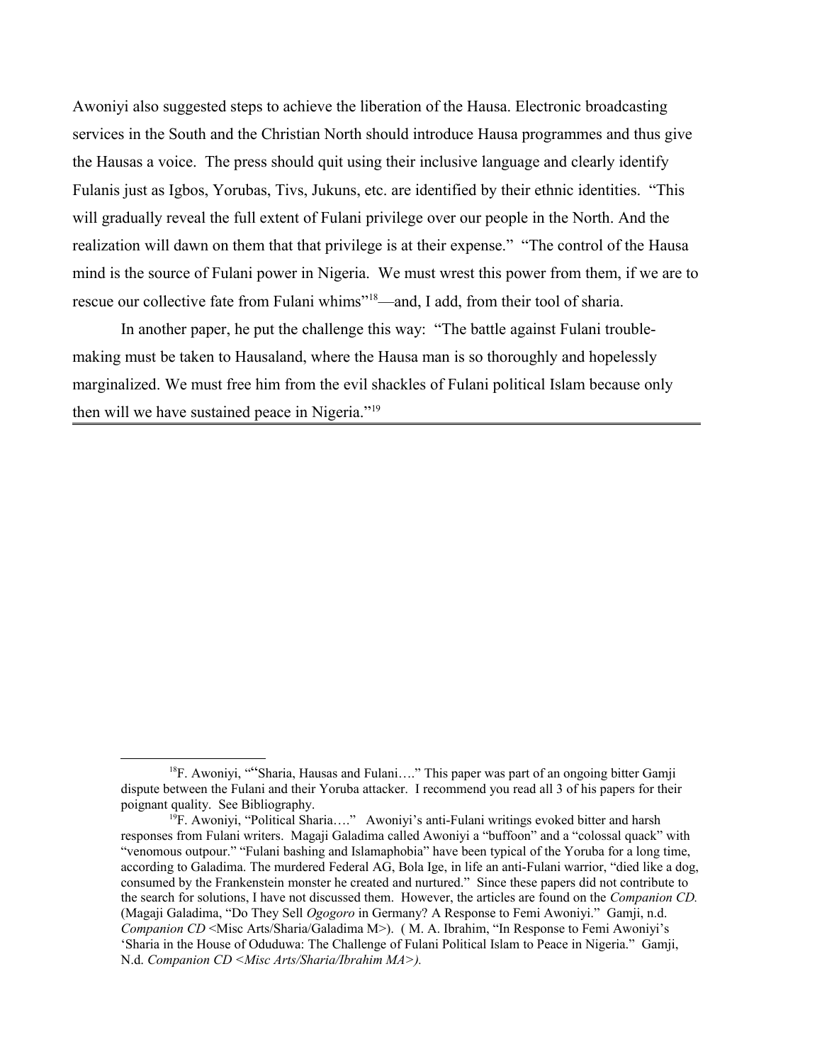Awoniyi also suggested steps to achieve the liberation of the Hausa. Electronic broadcasting services in the South and the Christian North should introduce Hausa programmes and thus give the Hausas a voice. The press should quit using their inclusive language and clearly identify Fulanis just as Igbos, Yorubas, Tivs, Jukuns, etc. are identified by their ethnic identities. "This will gradually reveal the full extent of Fulani privilege over our people in the North. And the realization will dawn on them that that privilege is at their expense." "The control of the Hausa mind is the source of Fulani power in Nigeria. We must wrest this power from them, if we are to rescue our collective fate from Fulani whims"[18]—and, I add, from their tool of sharia.

In another paper, he put the challenge this way: "The battle against Fulani trouble-making must be taken to Hausaland, where the Hausa man is so thoroughly and hopelessly marginalized. We must free him from the evil shackles of Fulani political Islam because only then will we have sustained peace in Nigeria."[19]

---

[18]F. Awoniyi, ""Sharia, Hausas and Fulani…." This paper was part of an ongoing bitter Gamji dispute between the Fulani and their Yoruba attacker. I recommend you read all 3 of his papers for their poignant quality. See Bibliography.

[19]F. Awoniyi, "Political Sharia…." Awoniyi's anti-Fulani writings evoked bitter and harsh responses from Fulani writers. Magaji Galadima called Awoniyi a "buffoon" and a "colossal quack" with "venomous outpour." "Fulani bashing and Islamaphobia" have been typical of the Yoruba for a long time, according to Galadima. The murdered Federal AG, Bola Ige, in life an anti-Fulani warrior, "died like a dog, consumed by the Frankenstein monster he created and nurtured." Since these papers did not contribute to the search for solutions, I have not discussed them. However, the articles are found on the *Companion CD.* (Magaji Galadima, "Do They Sell *Ogogoro* in Germany? A Response to Femi Awoniyi." Gamji, n.d. *Companion CD* <Misc Arts/Sharia/Galadima M>). ( M. A. Ibrahim, "In Response to Femi Awoniyi's 'Sharia in the House of Oduduwa: The Challenge of Fulani Political Islam to Peace in Nigeria." Gamji, N.d. *Companion CD <Misc Arts/Sharia/Ibrahim MA>).*